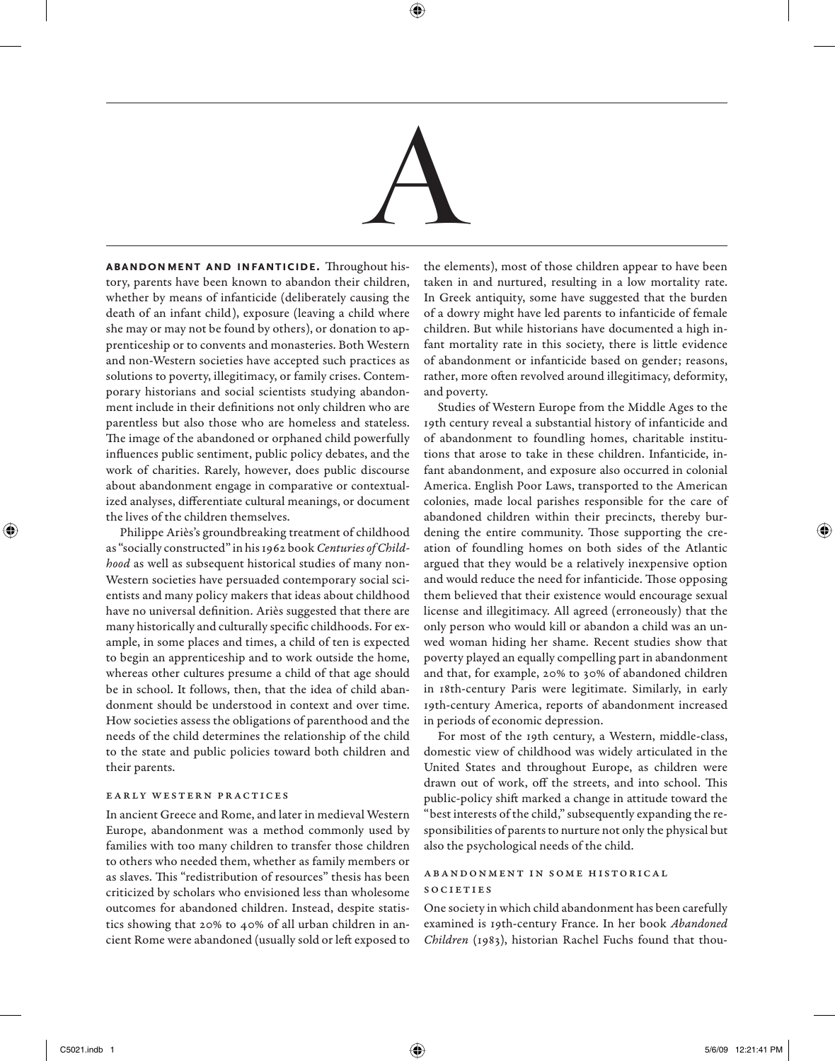# A

**ABANDONMENT AND INFANTICIDE.** Throughout history, parents have been known to abandon their children, whether by means of infanticide (deliberately causing the death of an infant child), exposure (leaving a child where she may or may not be found by others), or donation to apprenticeship or to convents and monasteries. Both Western and non-Western societies have accepted such practices as solutions to poverty, illegitimacy, or family crises. Contemporary historians and social scientists studying abandonment include in their definitions not only children who are parentless but also those who are homeless and stateless. The image of the abandoned or orphaned child powerfully influences public sentiment, public policy debates, and the work of charities. Rarely, however, does public discourse about abandonment engage in comparative or contextualized analyses, differentiate cultural meanings, or document the lives of the children themselves.

Philippe Ariès's groundbreaking treatment of childhood as "socially constructed" in his 1962 book *Centuries of Childhood* as well as subsequent historical studies of many non-Western societies have persuaded contemporary social scientists and many policy makers that ideas about childhood have no universal definition. Ariès suggested that there are many historically and culturally specific childhoods. For example, in some places and times, a child of ten is expected to begin an apprenticeship and to work outside the home, whereas other cultures presume a child of that age should be in school. It follows, then, that the idea of child abandonment should be understood in context and over time. How societies assess the obligations of parenthood and the needs of the child determines the relationship of the child to the state and public policies toward both children and their parents.

## EARLY WESTERN PRACTICES

In ancient Greece and Rome, and later in medieval Western Europe, abandonment was a method commonly used by families with too many children to transfer those children to others who needed them, whether as family members or as slaves. This "redistribution of resources" thesis has been criticized by scholars who envisioned less than wholesome outcomes for abandoned children. Instead, despite statistics showing that 20% to 40% of all urban children in ancient Rome were abandoned (usually sold or left exposed to the elements), most of those children appear to have been taken in and nurtured, resulting in a low mortality rate. In Greek antiquity, some have suggested that the burden of a dowry might have led parents to infanticide of female children. But while historians have documented a high infant mortality rate in this society, there is little evidence of abandonment or infanticide based on gender; reasons, rather, more often revolved around illegitimacy, deformity, and poverty.

Studies of Western Europe from the Middle Ages to the 19th century reveal a substantial history of infanticide and of abandonment to foundling homes, charitable institutions that arose to take in these children. Infanticide, infant abandonment, and exposure also occurred in colonial America. English Poor Laws, transported to the American colonies, made local parishes responsible for the care of abandoned children within their precincts, thereby burdening the entire community. Those supporting the creation of foundling homes on both sides of the Atlantic argued that they would be a relatively inexpensive option and would reduce the need for infanticide. Those opposing them believed that their existence would encourage sexual license and illegitimacy. All agreed (erroneously) that the only person who would kill or abandon a child was an unwed woman hiding her shame. Recent studies show that poverty played an equally compelling part in abandonment and that, for example, 20% to 30% of abandoned children in 18th-century Paris were legitimate. Similarly, in early 19th-century America, reports of abandonment increased in periods of economic depression.

For most of the 19th century, a Western, middle-class, domestic view of childhood was widely articulated in the United States and throughout Europe, as children were drawn out of work, off the streets, and into school. This public-policy shift marked a change in attitude toward the "best interests of the child," subsequently expanding the responsibilities of parents to nurture not only the physical but also the psychological needs of the child.

## ABANDONMENT IN SOME HISTORICAL SOCIETIES

One society in which child abandonment has been carefully examined is 19th-century France. In her book *Abandoned Children* (1983), historian Rachel Fuchs found that thou-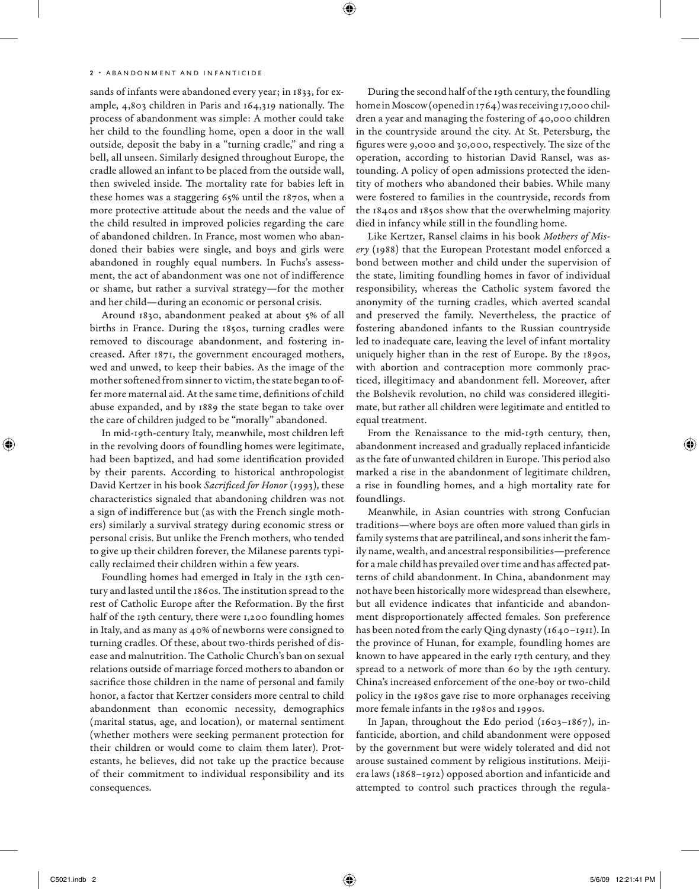sands of infants were abandoned every year; in 1833, for example, 4,803 children in Paris and 164,319 nationally. The process of abandonment was simple: A mother could take her child to the foundling home, open a door in the wall outside, deposit the baby in a "turning cradle," and ring a bell, all unseen. Similarly designed throughout Europe, the cradle allowed an infant to be placed from the outside wall, then swiveled inside. The mortality rate for babies left in these homes was a staggering 65% until the 1870s, when a more protective attitude about the needs and the value of the child resulted in improved policies regarding the care of abandoned children. In France, most women who abandoned their babies were single, and boys and girls were abandoned in roughly equal numbers. In Fuchs's assessment, the act of abandonment was one not of indifference or shame, but rather a survival strategy—for the mother and her child—during an economic or personal crisis.

Around 1830, abandonment peaked at about 5% of all births in France. During the 1850s, turning cradles were removed to discourage abandonment, and fostering increased. After 1871, the government encouraged mothers, wed and unwed, to keep their babies. As the image of the mother softened from sinner to victim, the state began to offer more maternal aid. At the same time, definitions of child abuse expanded, and by 1889 the state began to take over the care of children judged to be "morally" abandoned.

In mid-19th-century Italy, meanwhile, most children left in the revolving doors of foundling homes were legitimate, had been baptized, and had some identification provided by their parents. According to historical anthropologist David Kertzer in his book *Sacrificed for Honor* (1993), these characteristics signaled that abandoning children was not a sign of indifference but (as with the French single mothers) similarly a survival strategy during economic stress or personal crisis. But unlike the French mothers, who tended to give up their children forever, the Milanese parents typically reclaimed their children within a few years.

Foundling homes had emerged in Italy in the 13th century and lasted until the 1860s. The institution spread to the rest of Catholic Europe after the Reformation. By the first half of the 19th century, there were 1,200 foundling homes in Italy, and as many as 40% of newborns were consigned to turning cradles. Of these, about two-thirds perished of disease and malnutrition. The Catholic Church's ban on sexual relations outside of marriage forced mothers to abandon or sacrifice those children in the name of personal and family honor, a factor that Kertzer considers more central to child abandonment than economic necessity, demographics (marital status, age, and location), or maternal sentiment (whether mothers were seeking permanent protection for their children or would come to claim them later). Protestants, he believes, did not take up the practice because of their commitment to individual responsibility and its consequences.

During the second half of the 19th century, the foundling home in Moscow (opened in 1764) was receiving 17,000 children a year and managing the fostering of 40,000 children in the countryside around the city. At St. Petersburg, the figures were 9,000 and 30,000, respectively. The size of the operation, according to historian David Ransel, was astounding. A policy of open admissions protected the identity of mothers who abandoned their babies. While many were fostered to families in the countryside, records from the 1840s and 1850s show that the overwhelming majority died in infancy while still in the foundling home.

Like Kertzer, Ransel claims in his book *Mothers of Misery* (1988) that the European Protestant model enforced a bond between mother and child under the supervision of the state, limiting foundling homes in favor of individual responsibility, whereas the Catholic system favored the anonymity of the turning cradles, which averted scandal and preserved the family. Nevertheless, the practice of fostering abandoned infants to the Russian countryside led to inadequate care, leaving the level of infant mortality uniquely higher than in the rest of Europe. By the 1890s, with abortion and contraception more commonly practiced, illegitimacy and abandonment fell. Moreover, after the Bolshevik revolution, no child was considered illegitimate, but rather all children were legitimate and entitled to equal treatment.

From the Renaissance to the mid-19th century, then, abandonment increased and gradually replaced infanticide as the fate of unwanted children in Europe. This period also marked a rise in the abandonment of legitimate children, a rise in foundling homes, and a high mortality rate for foundlings.

Meanwhile, in Asian countries with strong Confucian traditions—where boys are often more valued than girls in family systems that are patrilineal, and sons inherit the family name, wealth, and ancestral responsibilities—preference for a male child has prevailed over time and has affected patterns of child abandonment. In China, abandonment may not have been historically more widespread than elsewhere, but all evidence indicates that infanticide and abandonment disproportionately affected females. Son preference has been noted from the early Qing dynasty (1640–1911). In the province of Hunan, for example, foundling homes are known to have appeared in the early 17th century, and they spread to a network of more than 60 by the 19th century. China's increased enforcement of the one-boy or two-child policy in the 1980s gave rise to more orphanages receiving more female infants in the 1980s and 1990s.

In Japan, throughout the Edo period (1603–1867), infanticide, abortion, and child abandonment were opposed by the government but were widely tolerated and did not arouse sustained comment by religious institutions. Meiji-era laws (1868–1912) opposed abortion and infanticide and attempted to control such practices through the regula-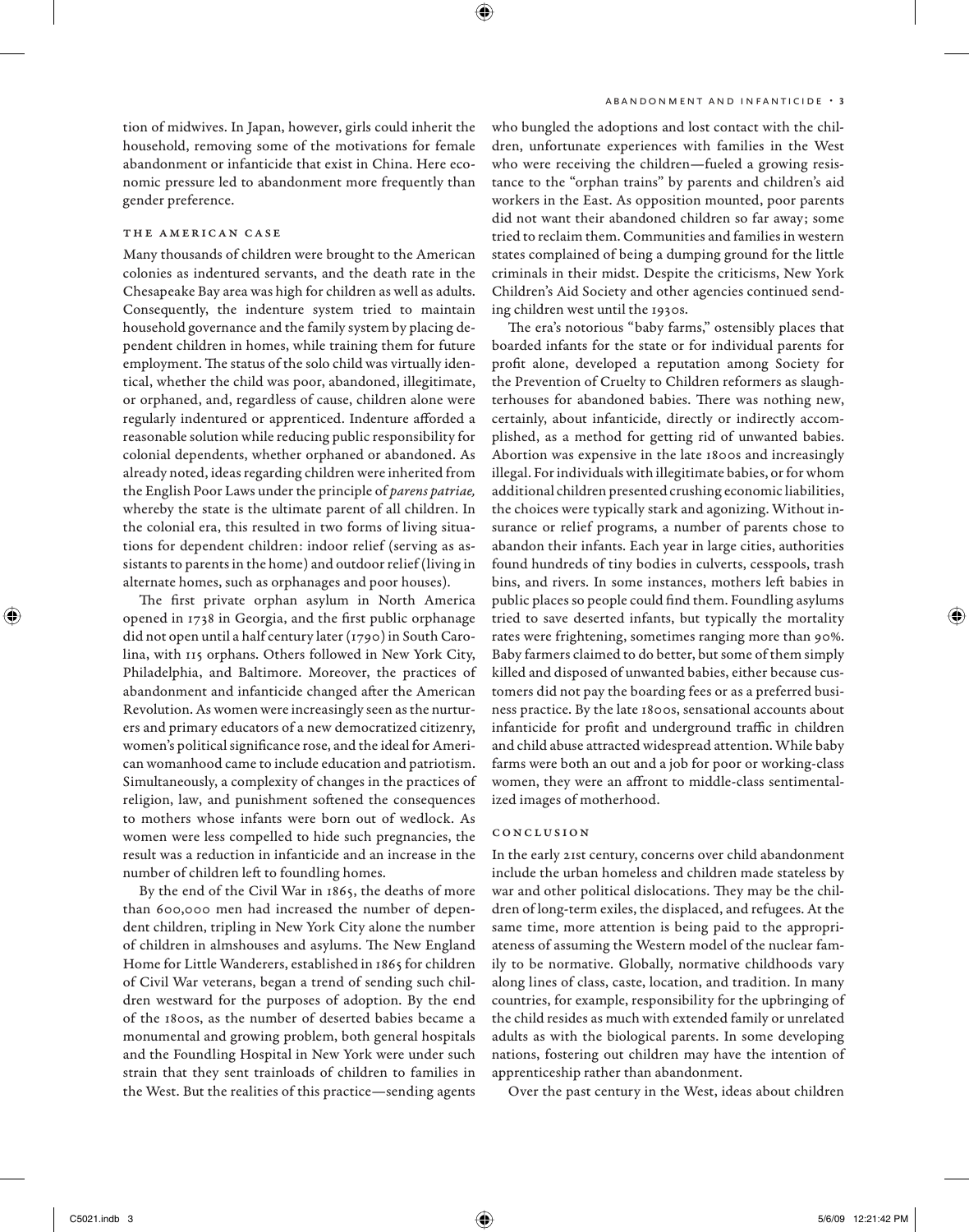tion of midwives. In Japan, however, girls could inherit the household, removing some of the motivations for female abandonment or infanticide that exist in China. Here economic pressure led to abandonment more frequently than gender preference.

## THE AMERICAN CASE

Many thousands of children were brought to the American colonies as indentured servants, and the death rate in the Chesapeake Bay area was high for children as well as adults. Consequently, the indenture system tried to maintain household governance and the family system by placing dependent children in homes, while training them for future employment. The status of the solo child was virtually identical, whether the child was poor, abandoned, illegitimate, or orphaned, and, regardless of cause, children alone were regularly indentured or apprenticed. Indenture afforded a reasonable solution while reducing public responsibility for colonial dependents, whether orphaned or abandoned. As already noted, ideas regarding children were inherited from the English Poor Laws under the principle of *parens patriae,* whereby the state is the ultimate parent of all children. In the colonial era, this resulted in two forms of living situations for dependent children: indoor relief (serving as assistants to parents in the home) and outdoor relief (living in alternate homes, such as orphanages and poor houses).

The first private orphan asylum in North America opened in 1738 in Georgia, and the first public orphanage did not open until a half century later (1790) in South Carolina, with 115 orphans. Others followed in New York City, Philadelphia, and Baltimore. Moreover, the practices of abandonment and infanticide changed after the American Revolution. As women were increasingly seen as the nurturers and primary educators of a new democratized citizenry, women's political significance rose, and the ideal for American womanhood came to include education and patriotism. Simultaneously, a complexity of changes in the practices of religion, law, and punishment softened the consequences to mothers whose infants were born out of wedlock. As women were less compelled to hide such pregnancies, the result was a reduction in infanticide and an increase in the number of children left to foundling homes.

By the end of the Civil War in 1865, the deaths of more than 600,000 men had increased the number of dependent children, tripling in New York City alone the number of children in almshouses and asylums. The New England Home for Little Wanderers, established in 1865 for children of Civil War veterans, began a trend of sending such children westward for the purposes of adoption. By the end of the 1800s, as the number of deserted babies became a monumental and growing problem, both general hospitals and the Foundling Hospital in New York were under such strain that they sent trainloads of children to families in the West. But the realities of this practice—sending agents who bungled the adoptions and lost contact with the children, unfortunate experiences with families in the West who were receiving the children—fueled a growing resistance to the "orphan trains" by parents and children's aid workers in the East. As opposition mounted, poor parents did not want their abandoned children so far away; some tried to reclaim them. Communities and families in western states complained of being a dumping ground for the little criminals in their midst. Despite the criticisms, New York Children's Aid Society and other agencies continued sending children west until the 1930s.

The era's notorious "baby farms," ostensibly places that boarded infants for the state or for individual parents for profit alone, developed a reputation among Society for the Prevention of Cruelty to Children reformers as slaughterhouses for abandoned babies. There was nothing new, certainly, about infanticide, directly or indirectly accomplished, as a method for getting rid of unwanted babies. Abortion was expensive in the late 1800s and increasingly illegal. For individuals with illegitimate babies, or for whom additional children presented crushing economic liabilities, the choices were typically stark and agonizing. Without insurance or relief programs, a number of parents chose to abandon their infants. Each year in large cities, authorities found hundreds of tiny bodies in culverts, cesspools, trash bins, and rivers. In some instances, mothers left babies in public places so people could find them. Foundling asylums tried to save deserted infants, but typically the mortality rates were frightening, sometimes ranging more than 90%. Baby farmers claimed to do better, but some of them simply killed and disposed of unwanted babies, either because customers did not pay the boarding fees or as a preferred business practice. By the late 1800s, sensational accounts about infanticide for profit and underground traffic in children and child abuse attracted widespread attention. While baby farms were both an out and a job for poor or working-class women, they were an affront to middle-class sentimentalized images of motherhood.

## CONCLUSION

In the early 21st century, concerns over child abandonment include the urban homeless and children made stateless by war and other political dislocations. They may be the children of long-term exiles, the displaced, and refugees. At the same time, more attention is being paid to the appropriateness of assuming the Western model of the nuclear family to be normative. Globally, normative childhoods vary along lines of class, caste, location, and tradition. In many countries, for example, responsibility for the upbringing of the child resides as much with extended family or unrelated adults as with the biological parents. In some developing nations, fostering out children may have the intention of apprenticeship rather than abandonment.

Over the past century in the West, ideas about children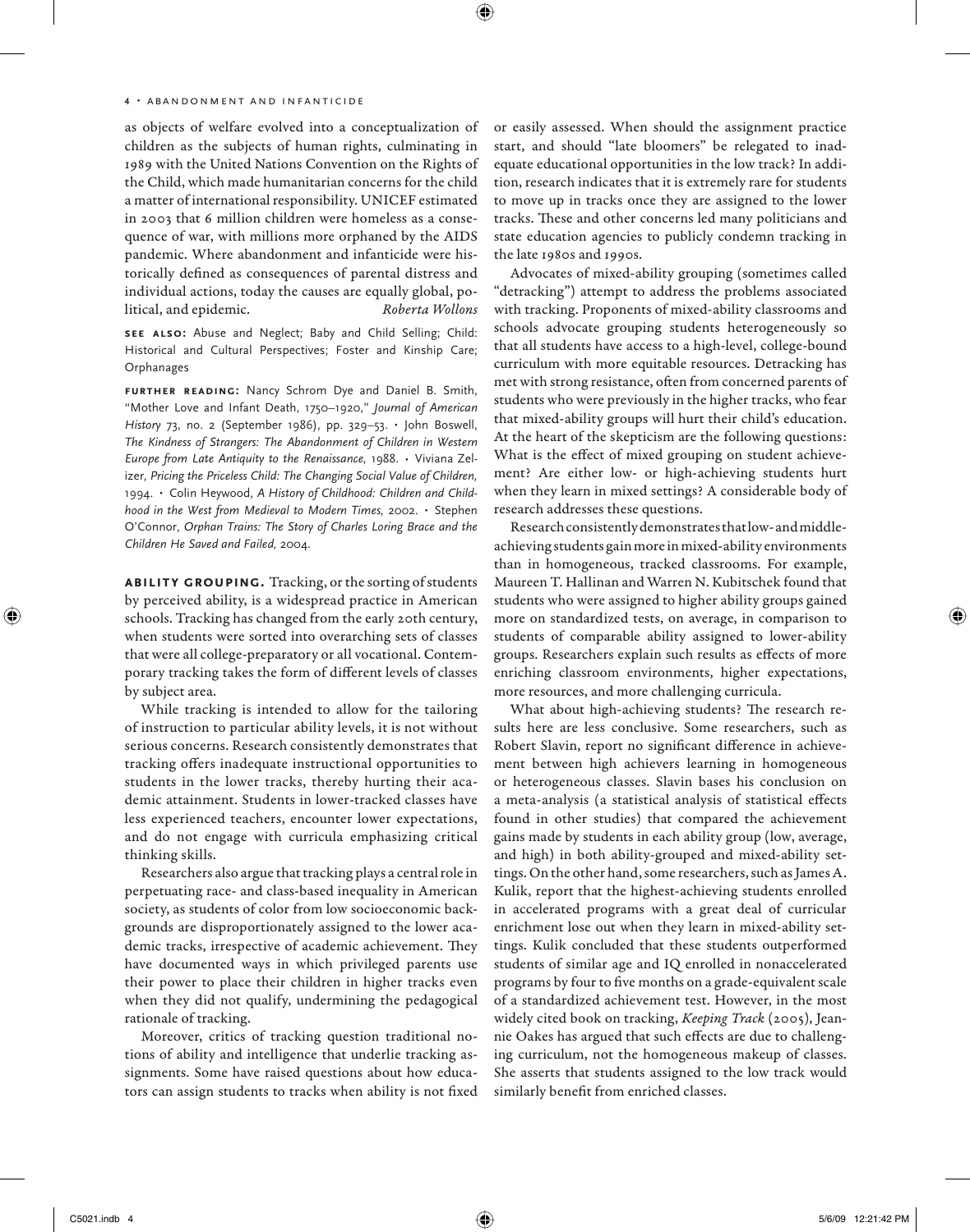as objects of welfare evolved into a conceptualization of children as the subjects of human rights, culminating in 1989 with the United Nations Convention on the Rights of the Child, which made humanitarian concerns for the child a matter of international responsibility. UNICEF estimated in 2003 that 6 million children were homeless as a consequence of war, with millions more orphaned by the AIDS pandemic. Where abandonment and infanticide were historically defined as consequences of parental distress and individual actions, today the causes are equally global, political, and epidemic. *Roberta Wollons*

**SEE ALSO:** Abuse and Neglect; Baby and Child Selling; Child: Historical and Cultural Perspectives; Foster and Kinship Care; Orphanages

**FURTHER READING:** Nancy Schrom Dye and Daniel B. Smith, "Mother Love and Infant Death, 1750–1920," *Journal of American History* 73, no. 2 (September 1986), pp. 329–53. • John Boswell, *The Kindness of Strangers: The Abandonment of Children in Western Europe from Late Antiquity to the Renaissance,* 1988. • Viviana Zelizer, *Pricing the Priceless Child: The Changing Social Value of Children,* 1994. • Colin Heywood, *A History of Childhood: Children and Childhood in the West from Medieval to Modern Times,* 2002. • Stephen O'Connor, *Orphan Trains: The Story of Charles Loring Brace and the Children He Saved and Failed,* 2004.

**ABILITY GROUPING.** Tracking, or the sorting of students by perceived ability, is a widespread practice in American schools. Tracking has changed from the early 20th century, when students were sorted into overarching sets of classes that were all college-preparatory or all vocational. Contemporary tracking takes the form of different levels of classes by subject area.

While tracking is intended to allow for the tailoring of instruction to particular ability levels, it is not without serious concerns. Research consistently demonstrates that tracking offers inadequate instructional opportunities to students in the lower tracks, thereby hurting their academic attainment. Students in lower-tracked classes have less experienced teachers, encounter lower expectations, and do not engage with curricula emphasizing critical thinking skills.

Researchers also argue that tracking plays a central role in perpetuating race- and class-based inequality in American society, as students of color from low socioeconomic backgrounds are disproportionately assigned to the lower academic tracks, irrespective of academic achievement. They have documented ways in which privileged parents use their power to place their children in higher tracks even when they did not qualify, undermining the pedagogical rationale of tracking.

Moreover, critics of tracking question traditional notions of ability and intelligence that underlie tracking assignments. Some have raised questions about how educators can assign students to tracks when ability is not fixed or easily assessed. When should the assignment practice start, and should "late bloomers" be relegated to inadequate educational opportunities in the low track? In addition, research indicates that it is extremely rare for students to move up in tracks once they are assigned to the lower tracks. These and other concerns led many politicians and state education agencies to publicly condemn tracking in the late 1980s and 1990s.

Advocates of mixed-ability grouping (sometimes called "detracking") attempt to address the problems associated with tracking. Proponents of mixed-ability classrooms and schools advocate grouping students heterogeneously so that all students have access to a high-level, college-bound curriculum with more equitable resources. Detracking has met with strong resistance, often from concerned parents of students who were previously in the higher tracks, who fear that mixed-ability groups will hurt their child's education. At the heart of the skepticism are the following questions: What is the effect of mixed grouping on student achievement? Are either low- or high-achieving students hurt when they learn in mixed settings? A considerable body of research addresses these questions.

Research consistently demonstrates that low- and middle-achieving students gain more in mixed-ability environments than in homogeneous, tracked classrooms. For example, Maureen T. Hallinan and Warren N. Kubitschek found that students who were assigned to higher ability groups gained more on standardized tests, on average, in comparison to students of comparable ability assigned to lower-ability groups. Researchers explain such results as effects of more enriching classroom environments, higher expectations, more resources, and more challenging curricula.

What about high-achieving students? The research results here are less conclusive. Some researchers, such as Robert Slavin, report no significant difference in achievement between high achievers learning in homogeneous or heterogeneous classes. Slavin bases his conclusion on a meta-analysis (a statistical analysis of statistical effects found in other studies) that compared the achievement gains made by students in each ability group (low, average, and high) in both ability-grouped and mixed-ability settings. On the other hand, some researchers, such as James A. Kulik, report that the highest-achieving students enrolled in accelerated programs with a great deal of curricular enrichment lose out when they learn in mixed-ability settings. Kulik concluded that these students outperformed students of similar age and IQ enrolled in nonaccelerated programs by four to five months on a grade-equivalent scale of a standardized achievement test. However, in the most widely cited book on tracking, *Keeping Track* (2005), Jeannie Oakes has argued that such effects are due to challenging curriculum, not the homogeneous makeup of classes. She asserts that students assigned to the low track would similarly benefit from enriched classes.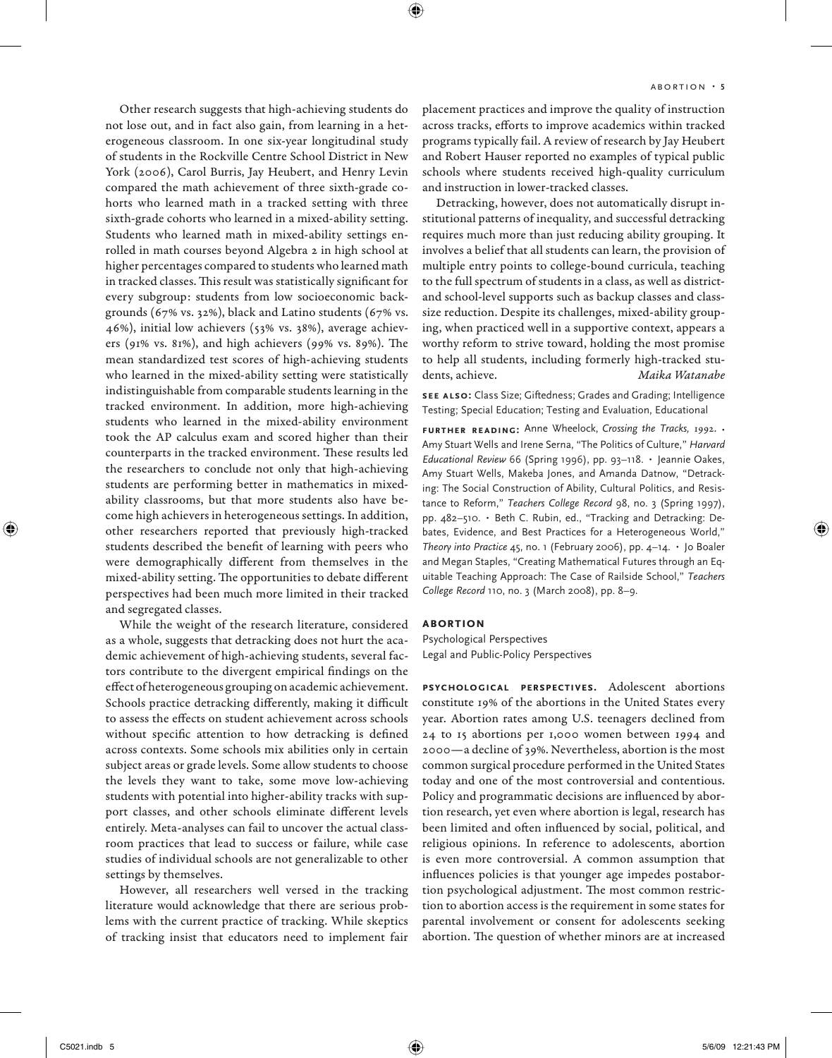Other research suggests that high-achieving students do not lose out, and in fact also gain, from learning in a heterogeneous classroom. In one six-year longitudinal study of students in the Rockville Centre School District in New York (2006), Carol Burris, Jay Heubert, and Henry Levin compared the math achievement of three sixth-grade cohorts who learned math in a tracked setting with three sixth-grade cohorts who learned in a mixed-ability setting. Students who learned math in mixed-ability settings enrolled in math courses beyond Algebra 2 in high school at higher percentages compared to students who learned math in tracked classes. This result was statistically significant for every subgroup: students from low socioeconomic backgrounds (67% vs. 32%), black and Latino students (67% vs. 46%), initial low achievers (53% vs. 38%), average achievers (91% vs. 81%), and high achievers (99% vs. 89%). The mean standardized test scores of high-achieving students who learned in the mixed-ability setting were statistically indistinguishable from comparable students learning in the tracked environment. In addition, more high-achieving students who learned in the mixed-ability environment took the AP calculus exam and scored higher than their counterparts in the tracked environment. These results led the researchers to conclude not only that high-achieving students are performing better in mathematics in mixed-ability classrooms, but that more students also have become high achievers in heterogeneous settings. In addition, other researchers reported that previously high-tracked students described the benefit of learning with peers who were demographically different from themselves in the mixed-ability setting. The opportunities to debate different perspectives had been much more limited in their tracked and segregated classes.

While the weight of the research literature, considered as a whole, suggests that detracking does not hurt the academic achievement of high-achieving students, several factors contribute to the divergent empirical findings on the effect of heterogeneous grouping on academic achievement. Schools practice detracking differently, making it difficult to assess the effects on student achievement across schools without specific attention to how detracking is defined across contexts. Some schools mix abilities only in certain subject areas or grade levels. Some allow students to choose the levels they want to take, some move low-achieving students with potential into higher-ability tracks with support classes, and other schools eliminate different levels entirely. Meta-analyses can fail to uncover the actual classroom practices that lead to success or failure, while case studies of individual schools are not generalizable to other settings by themselves.

However, all researchers well versed in the tracking literature would acknowledge that there are serious problems with the current practice of tracking. While skeptics of tracking insist that educators need to implement fair placement practices and improve the quality of instruction across tracks, efforts to improve academics within tracked programs typically fail. A review of research by Jay Heubert and Robert Hauser reported no examples of typical public schools where students received high-quality curriculum and instruction in lower-tracked classes.

Detracking, however, does not automatically disrupt institutional patterns of inequality, and successful detracking requires much more than just reducing ability grouping. It involves a belief that all students can learn, the provision of multiple entry points to college-bound curricula, teaching to the full spectrum of students in a class, as well as district- and school-level supports such as backup classes and class-size reduction. Despite its challenges, mixed-ability grouping, when practiced well in a supportive context, appears a worthy reform to strive toward, holding the most promise to help all students, including formerly high-tracked students, achieve. *Maika Watanabe*

**SEE ALSO:** Class Size; Giftedness; Grades and Grading; Intelligence Testing; Special Education; Testing and Evaluation, Educational

**FURTHER READING:** Anne Wheelock, *Crossing the Tracks,* 1992. • Amy Stuart Wells and Irene Serna, "The Politics of Culture," *Harvard Educational Review* 66 (Spring 1996), pp. 93–118. • Jeannie Oakes, Amy Stuart Wells, Makeba Jones, and Amanda Datnow, "Detracking: The Social Construction of Ability, Cultural Politics, and Resistance to Reform," *Teachers College Record* 98, no. 3 (Spring 1997), pp. 482–510. • Beth C. Rubin, ed., "Tracking and Detracking: Debates, Evidence, and Best Practices for a Heterogeneous World," *Theory into Practice* 45, no. 1 (February 2006), pp. 4–14. • Jo Boaler and Megan Staples, "Creating Mathematical Futures through an Equitable Teaching Approach: The Case of Railside School," *Teachers College Record* 110, no. 3 (March 2008), pp. 8–9.

## ABORTION

Psychological Perspectives
Legal and Public-Policy Perspectives

**PSYCHOLOGICAL PERSPECTIVES.** Adolescent abortions constitute 19% of the abortions in the United States every year. Abortion rates among U.S. teenagers declined from 24 to 15 abortions per 1,000 women between 1994 and 2000—a decline of 39%. Nevertheless, abortion is the most common surgical procedure performed in the United States today and one of the most controversial and contentious. Policy and programmatic decisions are influenced by abortion research, yet even where abortion is legal, research has been limited and often influenced by social, political, and religious opinions. In reference to adolescents, abortion is even more controversial. A common assumption that influences policies is that younger age impedes postabortion psychological adjustment. The most common restriction to abortion access is the requirement in some states for parental involvement or consent for adolescents seeking abortion. The question of whether minors are at increased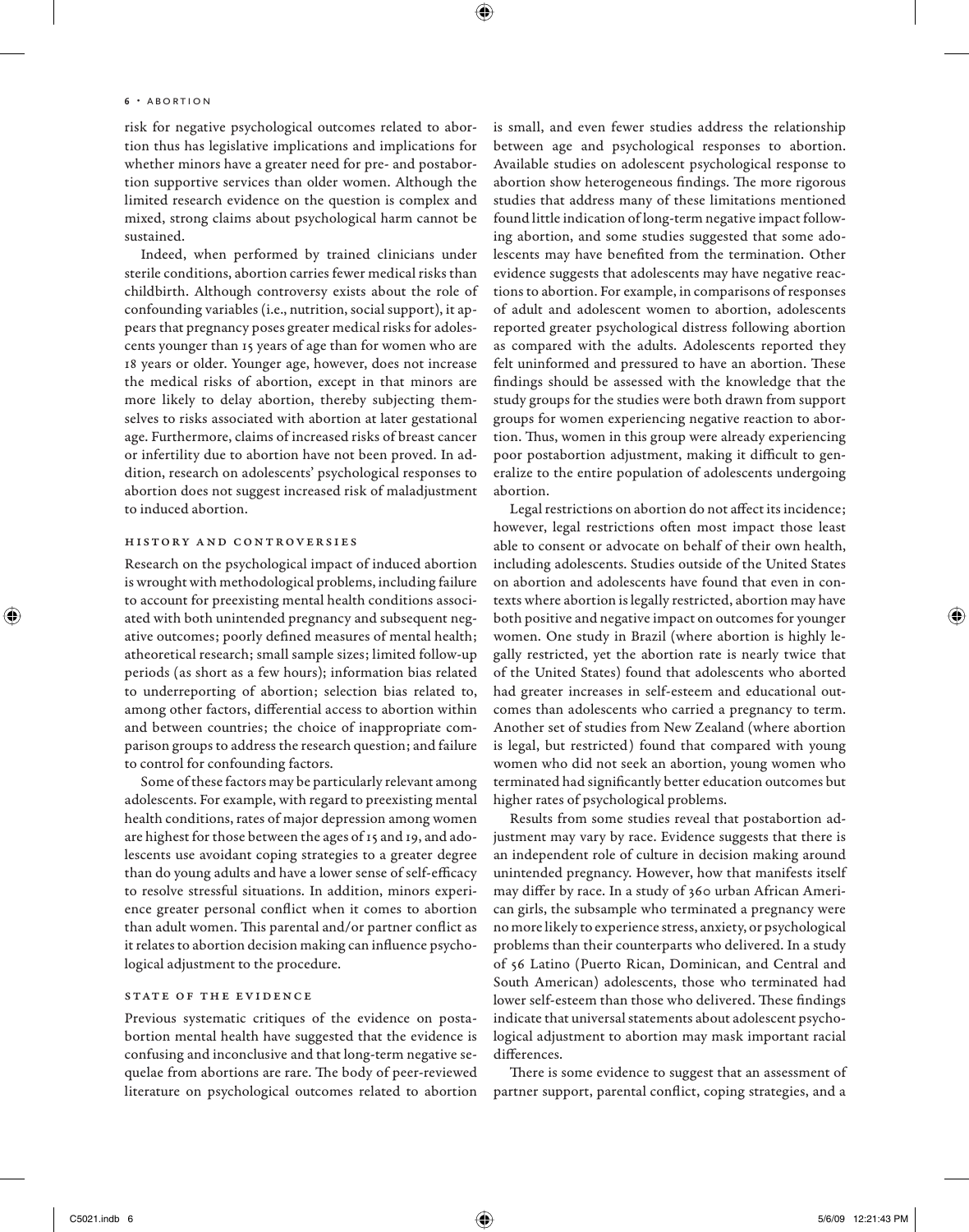risk for negative psychological outcomes related to abortion thus has legislative implications and implications for whether minors have a greater need for pre- and postabortion supportive services than older women. Although the limited research evidence on the question is complex and mixed, strong claims about psychological harm cannot be sustained.

Indeed, when performed by trained clinicians under sterile conditions, abortion carries fewer medical risks than childbirth. Although controversy exists about the role of confounding variables (i.e., nutrition, social support), it appears that pregnancy poses greater medical risks for adolescents younger than 15 years of age than for women who are 18 years or older. Younger age, however, does not increase the medical risks of abortion, except in that minors are more likely to delay abortion, thereby subjecting themselves to risks associated with abortion at later gestational age. Furthermore, claims of increased risks of breast cancer or infertility due to abortion have not been proved. In addition, research on adolescents' psychological responses to abortion does not suggest increased risk of maladjustment to induced abortion.

## History and Controversies

Research on the psychological impact of induced abortion is wrought with methodological problems, including failure to account for preexisting mental health conditions associated with both unintended pregnancy and subsequent negative outcomes; poorly defined measures of mental health; atheoretical research; small sample sizes; limited follow-up periods (as short as a few hours); information bias related to underreporting of abortion; selection bias related to, among other factors, differential access to abortion within and between countries; the choice of inappropriate comparison groups to address the research question; and failure to control for confounding factors.

Some of these factors may be particularly relevant among adolescents. For example, with regard to preexisting mental health conditions, rates of major depression among women are highest for those between the ages of 15 and 19, and adolescents use avoidant coping strategies to a greater degree than do young adults and have a lower sense of self-efficacy to resolve stressful situations. In addition, minors experience greater personal conflict when it comes to abortion than adult women. This parental and/or partner conflict as it relates to abortion decision making can influence psychological adjustment to the procedure.

## State of the Evidence

Previous systematic critiques of the evidence on postabortion mental health have suggested that the evidence is confusing and inconclusive and that long-term negative sequelae from abortions are rare. The body of peer-reviewed literature on psychological outcomes related to abortion is small, and even fewer studies address the relationship between age and psychological responses to abortion. Available studies on adolescent psychological response to abortion show heterogeneous findings. The more rigorous studies that address many of these limitations mentioned found little indication of long-term negative impact following abortion, and some studies suggested that some adolescents may have benefited from the termination. Other evidence suggests that adolescents may have negative reactions to abortion. For example, in comparisons of responses of adult and adolescent women to abortion, adolescents reported greater psychological distress following abortion as compared with the adults. Adolescents reported they felt uninformed and pressured to have an abortion. These findings should be assessed with the knowledge that the study groups for the studies were both drawn from support groups for women experiencing negative reaction to abortion. Thus, women in this group were already experiencing poor postabortion adjustment, making it difficult to generalize to the entire population of adolescents undergoing abortion.

Legal restrictions on abortion do not affect its incidence; however, legal restrictions often most impact those least able to consent or advocate on behalf of their own health, including adolescents. Studies outside of the United States on abortion and adolescents have found that even in contexts where abortion is legally restricted, abortion may have both positive and negative impact on outcomes for younger women. One study in Brazil (where abortion is highly legally restricted, yet the abortion rate is nearly twice that of the United States) found that adolescents who aborted had greater increases in self-esteem and educational outcomes than adolescents who carried a pregnancy to term. Another set of studies from New Zealand (where abortion is legal, but restricted) found that compared with young women who did not seek an abortion, young women who terminated had significantly better education outcomes but higher rates of psychological problems.

Results from some studies reveal that postabortion adjustment may vary by race. Evidence suggests that there is an independent role of culture in decision making around unintended pregnancy. However, how that manifests itself may differ by race. In a study of 360 urban African American girls, the subsample who terminated a pregnancy were no more likely to experience stress, anxiety, or psychological problems than their counterparts who delivered. In a study of 56 Latino (Puerto Rican, Dominican, and Central and South American) adolescents, those who terminated had lower self-esteem than those who delivered. These findings indicate that universal statements about adolescent psychological adjustment to abortion may mask important racial differences.

There is some evidence to suggest that an assessment of partner support, parental conflict, coping strategies, and a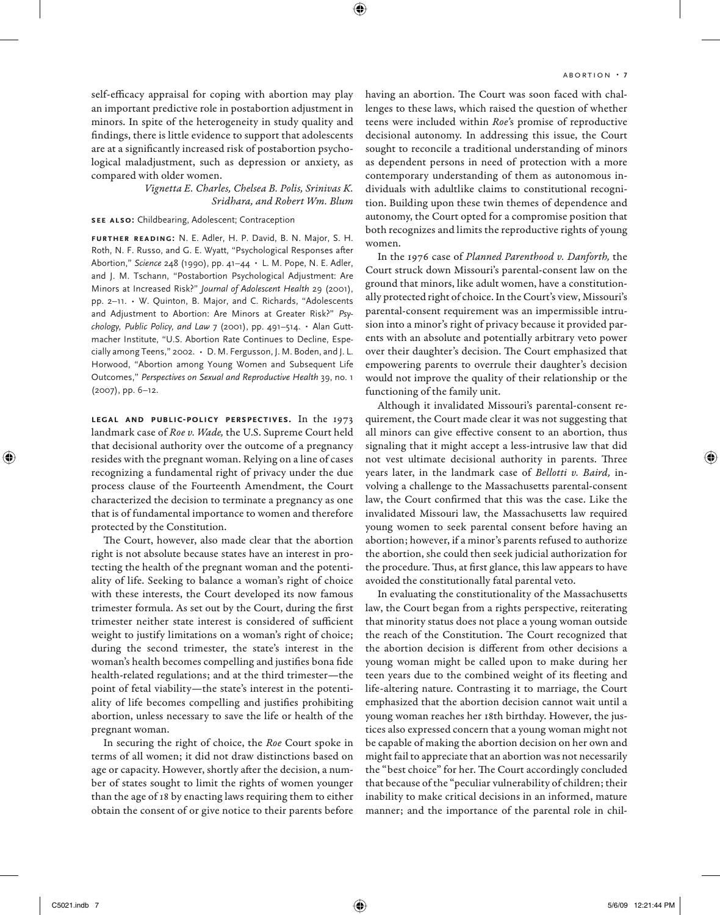self-efficacy appraisal for coping with abortion may play an important predictive role in postabortion adjustment in minors. In spite of the heterogeneity in study quality and findings, there is little evidence to support that adolescents are at a significantly increased risk of postabortion psychological maladjustment, such as depression or anxiety, as compared with older women.

*Vignetta E. Charles, Chelsea B. Polis, Srinivas K. Sridhara, and Robert Wm. Blum*

**SEE ALSO:** Childbearing, Adolescent; Contraception

**FURTHER READING:** N. E. Adler, H. P. David, B. N. Major, S. H. Roth, N. F. Russo, and G. E. Wyatt, "Psychological Responses after Abortion," *Science* 248 (1990), pp. 41–44 • L. M. Pope, N. E. Adler, and J. M. Tschann, "Postabortion Psychological Adjustment: Are Minors at Increased Risk?" *Journal of Adolescent Health* 29 (2001), pp. 2–11. • W. Quinton, B. Major, and C. Richards, "Adolescents and Adjustment to Abortion: Are Minors at Greater Risk?" *Psychology, Public Policy, and Law* 7 (2001), pp. 491–514. • Alan Guttmacher Institute, "U.S. Abortion Rate Continues to Decline, Especially among Teens," 2002. • D. M. Fergusson, J. M. Boden, and J. L. Horwood, "Abortion among Young Women and Subsequent Life Outcomes," *Perspectives on Sexual and Reproductive Health* 39, no. 1 (2007), pp. 6–12.

**LEGAL AND PUBLIC-POLICY PERSPECTIVES.** In the 1973 landmark case of *Roe v. Wade,* the U.S. Supreme Court held that decisional authority over the outcome of a pregnancy resides with the pregnant woman. Relying on a line of cases recognizing a fundamental right of privacy under the due process clause of the Fourteenth Amendment, the Court characterized the decision to terminate a pregnancy as one that is of fundamental importance to women and therefore protected by the Constitution.

The Court, however, also made clear that the abortion right is not absolute because states have an interest in protecting the health of the pregnant woman and the potentiality of life. Seeking to balance a woman's right of choice with these interests, the Court developed its now famous trimester formula. As set out by the Court, during the first trimester neither state interest is considered of sufficient weight to justify limitations on a woman's right of choice; during the second trimester, the state's interest in the woman's health becomes compelling and justifies bona fide health-related regulations; and at the third trimester—the point of fetal viability—the state's interest in the potentiality of life becomes compelling and justifies prohibiting abortion, unless necessary to save the life or health of the pregnant woman.

In securing the right of choice, the *Roe* Court spoke in terms of all women; it did not draw distinctions based on age or capacity. However, shortly after the decision, a number of states sought to limit the rights of women younger than the age of 18 by enacting laws requiring them to either obtain the consent of or give notice to their parents before having an abortion. The Court was soon faced with challenges to these laws, which raised the question of whether teens were included within *Roe*'s promise of reproductive decisional autonomy. In addressing this issue, the Court sought to reconcile a traditional understanding of minors as dependent persons in need of protection with a more contemporary understanding of them as autonomous individuals with adultlike claims to constitutional recognition. Building upon these twin themes of dependence and autonomy, the Court opted for a compromise position that both recognizes and limits the reproductive rights of young women.

In the 1976 case of *Planned Parenthood v. Danforth,* the Court struck down Missouri's parental-consent law on the ground that minors, like adult women, have a constitutionally protected right of choice. In the Court's view, Missouri's parental-consent requirement was an impermissible intrusion into a minor's right of privacy because it provided parents with an absolute and potentially arbitrary veto power over their daughter's decision. The Court emphasized that empowering parents to overrule their daughter's decision would not improve the quality of their relationship or the functioning of the family unit.

Although it invalidated Missouri's parental-consent requirement, the Court made clear it was not suggesting that all minors can give effective consent to an abortion, thus signaling that it might accept a less-intrusive law that did not vest ultimate decisional authority in parents. Three years later, in the landmark case of *Bellotti v. Baird,* involving a challenge to the Massachusetts parental-consent law, the Court confirmed that this was the case. Like the invalidated Missouri law, the Massachusetts law required young women to seek parental consent before having an abortion; however, if a minor's parents refused to authorize the abortion, she could then seek judicial authorization for the procedure. Thus, at first glance, this law appears to have avoided the constitutionally fatal parental veto.

In evaluating the constitutionality of the Massachusetts law, the Court began from a rights perspective, reiterating that minority status does not place a young woman outside the reach of the Constitution. The Court recognized that the abortion decision is different from other decisions a young woman might be called upon to make during her teen years due to the combined weight of its fleeting and life-altering nature. Contrasting it to marriage, the Court emphasized that the abortion decision cannot wait until a young woman reaches her 18th birthday. However, the justices also expressed concern that a young woman might not be capable of making the abortion decision on her own and might fail to appreciate that an abortion was not necessarily the "best choice" for her. The Court accordingly concluded that because of the "peculiar vulnerability of children; their inability to make critical decisions in an informed, mature manner; and the importance of the parental role in chil-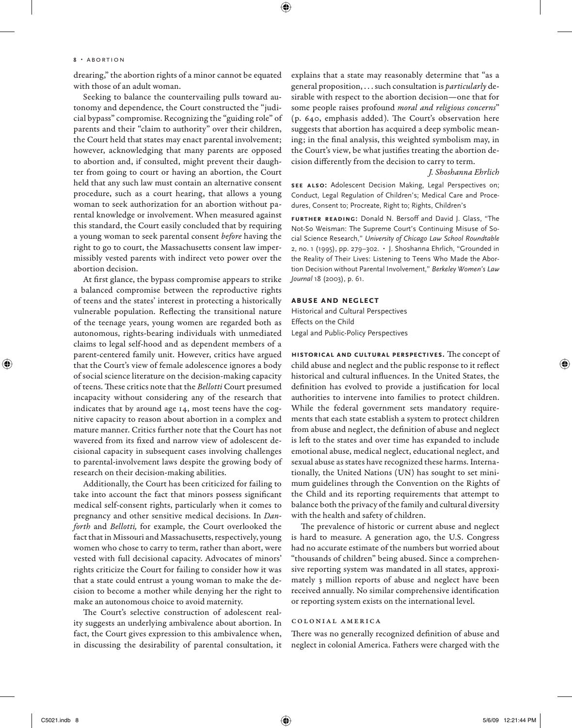drearing," the abortion rights of a minor cannot be equated with those of an adult woman.

Seeking to balance the countervailing pulls toward autonomy and dependence, the Court constructed the "judicial bypass" compromise. Recognizing the "guiding role" of parents and their "claim to authority" over their children, the Court held that states may enact parental involvement; however, acknowledging that many parents are opposed to abortion and, if consulted, might prevent their daughter from going to court or having an abortion, the Court held that any such law must contain an alternative consent procedure, such as a court hearing, that allows a young woman to seek authorization for an abortion without parental knowledge or involvement. When measured against this standard, the Court easily concluded that by requiring a young woman to seek parental consent *before* having the right to go to court, the Massachusetts consent law impermissibly vested parents with indirect veto power over the abortion decision.

At first glance, the bypass compromise appears to strike a balanced compromise between the reproductive rights of teens and the states' interest in protecting a historically vulnerable population. Reflecting the transitional nature of the teenage years, young women are regarded both as autonomous, rights-bearing individuals with unmediated claims to legal self-hood and as dependent members of a parent-centered family unit. However, critics have argued that the Court's view of female adolescence ignores a body of social science literature on the decision-making capacity of teens. These critics note that the *Bellotti* Court presumed incapacity without considering any of the research that indicates that by around age 14, most teens have the cognitive capacity to reason about abortion in a complex and mature manner. Critics further note that the Court has not wavered from its fixed and narrow view of adolescent decisional capacity in subsequent cases involving challenges to parental-involvement laws despite the growing body of research on their decision-making abilities.

Additionally, the Court has been criticized for failing to take into account the fact that minors possess significant medical self-consent rights, particularly when it comes to pregnancy and other sensitive medical decisions. In *Danforth* and *Bellotti,* for example, the Court overlooked the fact that in Missouri and Massachusetts, respectively, young women who chose to carry to term, rather than abort, were vested with full decisional capacity. Advocates of minors' rights criticize the Court for failing to consider how it was that a state could entrust a young woman to make the decision to become a mother while denying her the right to make an autonomous choice to avoid maternity.

The Court's selective construction of adolescent reality suggests an underlying ambivalence about abortion. In fact, the Court gives expression to this ambivalence when, in discussing the desirability of parental consultation, it explains that a state may reasonably determine that "as a general proposition, . . . such consultation is *particularly* desirable with respect to the abortion decision—one that for some people raises profound *moral and religious concerns*" (p. 640, emphasis added). The Court's observation here suggests that abortion has acquired a deep symbolic meaning; in the final analysis, this weighted symbolism may, in the Court's view, be what justifies treating the abortion decision differently from the decision to carry to term.

*J. Shoshanna Ehrlich*

**SEE ALSO:** Adolescent Decision Making, Legal Perspectives on; Conduct, Legal Regulation of Children's; Medical Care and Procedures, Consent to; Procreate, Right to; Rights, Children's

**FURTHER READING:** Donald N. Bersoff and David J. Glass, "The Not-So Weisman: The Supreme Court's Continuing Misuse of Social Science Research," *University of Chicago Law School Roundtable* 2, no. 1 (1995), pp. 279–302. • J. Shoshanna Ehrlich, "Grounded in the Reality of Their Lives: Listening to Teens Who Made the Abortion Decision without Parental Involvement," *Berkeley Women's Law Journal* 18 (2003), p. 61.

## ABUSE AND NEGLECT

Historical and Cultural Perspectives
Effects on the Child
Legal and Public-Policy Perspectives

**HISTORICAL AND CULTURAL PERSPECTIVES.** The concept of child abuse and neglect and the public response to it reflect historical and cultural influences. In the United States, the definition has evolved to provide a justification for local authorities to intervene into families to protect children. While the federal government sets mandatory requirements that each state establish a system to protect children from abuse and neglect, the definition of abuse and neglect is left to the states and over time has expanded to include emotional abuse, medical neglect, educational neglect, and sexual abuse as states have recognized these harms. Internationally, the United Nations (UN) has sought to set minimum guidelines through the Convention on the Rights of the Child and its reporting requirements that attempt to balance both the privacy of the family and cultural diversity with the health and safety of children.

The prevalence of historic or current abuse and neglect is hard to measure. A generation ago, the U.S. Congress had no accurate estimate of the numbers but worried about "thousands of children" being abused. Since a comprehensive reporting system was mandated in all states, approximately 3 million reports of abuse and neglect have been received annually. No similar comprehensive identification or reporting system exists on the international level.

### COLONIAL AMERICA

There was no generally recognized definition of abuse and neglect in colonial America. Fathers were charged with the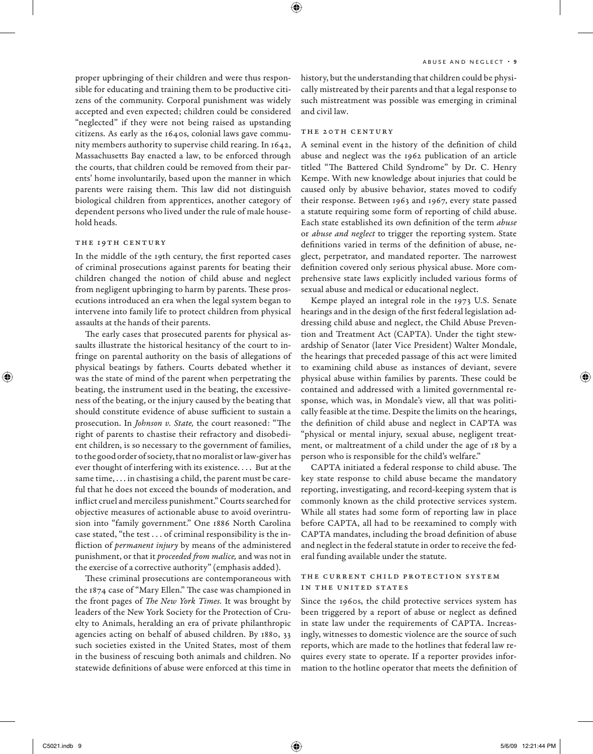proper upbringing of their children and were thus responsible for educating and training them to be productive citizens of the community. Corporal punishment was widely accepted and even expected; children could be considered "neglected" if they were not being raised as upstanding citizens. As early as the 1640s, colonial laws gave community members authority to supervise child rearing. In 1642, Massachusetts Bay enacted a law, to be enforced through the courts, that children could be removed from their parents' home involuntarily, based upon the manner in which parents were raising them. This law did not distinguish biological children from apprentices, another category of dependent persons who lived under the rule of male household heads.

### The 19th Century

In the middle of the 19th century, the first reported cases of criminal prosecutions against parents for beating their children changed the notion of child abuse and neglect from negligent upbringing to harm by parents. These prosecutions introduced an era when the legal system began to intervene into family life to protect children from physical assaults at the hands of their parents.

The early cases that prosecuted parents for physical assaults illustrate the historical hesitancy of the court to infringe on parental authority on the basis of allegations of physical beatings by fathers. Courts debated whether it was the state of mind of the parent when perpetrating the beating, the instrument used in the beating, the excessiveness of the beating, or the injury caused by the beating that should constitute evidence of abuse sufficient to sustain a prosecution. In *Johnson v. State,* the court reasoned: "The right of parents to chastise their refractory and disobedient children, is so necessary to the government of families, to the good order of society, that no moralist or law-giver has ever thought of interfering with its existence. . . . But at the same time, . . . in chastising a child, the parent must be careful that he does not exceed the bounds of moderation, and inflict cruel and merciless punishment." Courts searched for objective measures of actionable abuse to avoid overintrusion into "family government." One 1886 North Carolina case stated, "the test . . . of criminal responsibility is the infliction of *permanent injury* by means of the administered punishment, or that it *proceeded from malice,* and was not in the exercise of a corrective authority" (emphasis added).

These criminal prosecutions are contemporaneous with the 1874 case of "Mary Ellen." The case was championed in the front pages of *The New York Times.* It was brought by leaders of the New York Society for the Protection of Cruelty to Animals, heralding an era of private philanthropic agencies acting on behalf of abused children. By 1880, 33 such societies existed in the United States, most of them in the business of rescuing both animals and children. No statewide definitions of abuse were enforced at this time in history, but the understanding that children could be physically mistreated by their parents and that a legal response to such mistreatment was possible was emerging in criminal and civil law.

### The 20th Century

A seminal event in the history of the definition of child abuse and neglect was the 1962 publication of an article titled "The Battered Child Syndrome" by Dr. C. Henry Kempe. With new knowledge about injuries that could be caused only by abusive behavior, states moved to codify their response. Between 1963 and 1967, every state passed a statute requiring some form of reporting of child abuse. Each state established its own definition of the term *abuse* or *abuse and neglect* to trigger the reporting system. State definitions varied in terms of the definition of abuse, neglect, perpetrator, and mandated reporter. The narrowest definition covered only serious physical abuse. More comprehensive state laws explicitly included various forms of sexual abuse and medical or educational neglect.

Kempe played an integral role in the 1973 U.S. Senate hearings and in the design of the first federal legislation addressing child abuse and neglect, the Child Abuse Prevention and Treatment Act (CAPTA). Under the tight stewardship of Senator (later Vice President) Walter Mondale, the hearings that preceded passage of this act were limited to examining child abuse as instances of deviant, severe physical abuse within families by parents. These could be contained and addressed with a limited governmental response, which was, in Mondale's view, all that was politically feasible at the time. Despite the limits on the hearings, the definition of child abuse and neglect in CAPTA was "physical or mental injury, sexual abuse, negligent treatment, or maltreatment of a child under the age of 18 by a person who is responsible for the child's welfare."

CAPTA initiated a federal response to child abuse. The key state response to child abuse became the mandatory reporting, investigating, and record-keeping system that is commonly known as the child protective services system. While all states had some form of reporting law in place before CAPTA, all had to be reexamined to comply with CAPTA mandates, including the broad definition of abuse and neglect in the federal statute in order to receive the federal funding available under the statute.

### The Current Child Protection System in the United States

Since the 1960s, the child protective services system has been triggered by a report of abuse or neglect as defined in state law under the requirements of CAPTA. Increasingly, witnesses to domestic violence are the source of such reports, which are made to the hotlines that federal law requires every state to operate. If a reporter provides information to the hotline operator that meets the definition of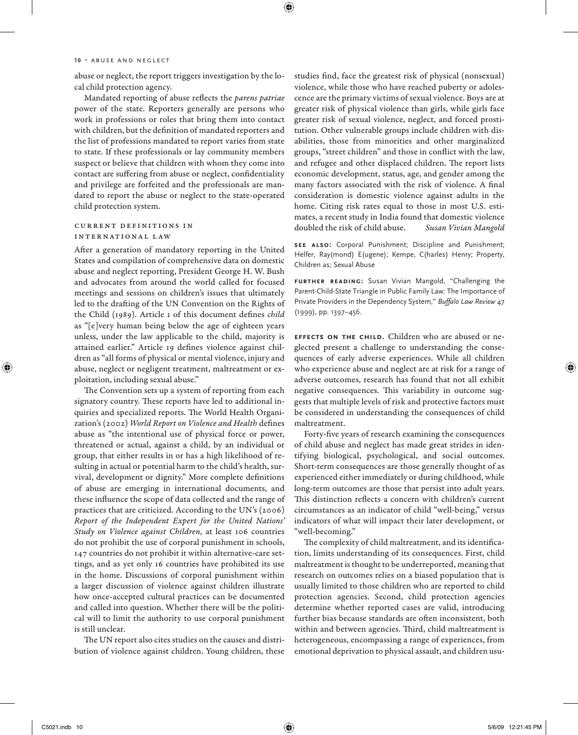abuse or neglect, the report triggers investigation by the local child protection agency.

Mandated reporting of abuse reflects the *parens patriae* power of the state. Reporters generally are persons who work in professions or roles that bring them into contact with children, but the definition of mandated reporters and the list of professions mandated to report varies from state to state. If these professionals or lay community members suspect or believe that children with whom they come into contact are suffering from abuse or neglect, confidentiality and privilege are forfeited and the professionals are mandated to report the abuse or neglect to the state-operated child protection system.

### Current Definitions in International Law

After a generation of mandatory reporting in the United States and compilation of comprehensive data on domestic abuse and neglect reporting, President George H. W. Bush and advocates from around the world called for focused meetings and sessions on children's issues that ultimately led to the drafting of the UN Convention on the Rights of the Child (1989). Article 1 of this document defines *child* as "[e]very human being below the age of eighteen years unless, under the law applicable to the child, majority is attained earlier." Article 19 defines violence against children as "all forms of physical or mental violence, injury and abuse, neglect or negligent treatment, maltreatment or exploitation, including sexual abuse."

The Convention sets up a system of reporting from each signatory country. These reports have led to additional inquiries and specialized reports. The World Health Organization's (2002) *World Report on Violence and Health* defines abuse as "the intentional use of physical force or power, threatened or actual, against a child, by an individual or group, that either results in or has a high likelihood of resulting in actual or potential harm to the child's health, survival, development or dignity." More complete definitions of abuse are emerging in international documents, and these influence the scope of data collected and the range of practices that are criticized. According to the UN's (2006) *Report of the Independent Expert for the United Nations' Study on Violence against Children,* at least 106 countries do not prohibit the use of corporal punishment in schools, 147 countries do not prohibit it within alternative-care settings, and as yet only 16 countries have prohibited its use in the home. Discussions of corporal punishment within a larger discussion of violence against children illustrate how once-accepted cultural practices can be documented and called into question. Whether there will be the political will to limit the authority to use corporal punishment is still unclear.

The UN report also cites studies on the causes and distribution of violence against children. Young children, these studies find, face the greatest risk of physical (nonsexual) violence, while those who have reached puberty or adolescence are the primary victims of sexual violence. Boys are at greater risk of physical violence than girls, while girls face greater risk of sexual violence, neglect, and forced prostitution. Other vulnerable groups include children with disabilities, those from minorities and other marginalized groups, "street children" and those in conflict with the law, and refugee and other displaced children. The report lists economic development, status, age, and gender among the many factors associated with the risk of violence. A final consideration is domestic violence against adults in the home. Citing risk rates equal to those in most U.S. estimates, a recent study in India found that domestic violence doubled the risk of child abuse. *Susan Vivian Mangold*

**See also:** Corporal Punishment; Discipline and Punishment; Helfer, Ray(mond) E(ugene); Kempe, C(harles) Henry; Property, Children as; Sexual Abuse

**Further reading:** Susan Vivian Mangold, "Challenging the Parent-Child-State Triangle in Public Family Law: The Importance of Private Providers in the Dependency System," *Buffalo Law Review* 47 (1999), pp. 1397–456.

**Effects on the Child.** Children who are abused or neglected present a challenge to understanding the consequences of early adverse experiences. While all children who experience abuse and neglect are at risk for a range of adverse outcomes, research has found that not all exhibit negative consequences. This variability in outcome suggests that multiple levels of risk and protective factors must be considered in understanding the consequences of child maltreatment.

Forty-five years of research examining the consequences of child abuse and neglect has made great strides in identifying biological, psychological, and social outcomes. Short-term consequences are those generally thought of as experienced either immediately or during childhood, while long-term outcomes are those that persist into adult years. This distinction reflects a concern with children's current circumstances as an indicator of child "well-being," versus indicators of what will impact their later development, or "well-becoming."

The complexity of child maltreatment, and its identification, limits understanding of its consequences. First, child maltreatment is thought to be underreported, meaning that research on outcomes relies on a biased population that is usually limited to those children who are reported to child protection agencies. Second, child protection agencies determine whether reported cases are valid, introducing further bias because standards are often inconsistent, both within and between agencies. Third, child maltreatment is heterogeneous, encompassing a range of experiences, from emotional deprivation to physical assault, and children usu-